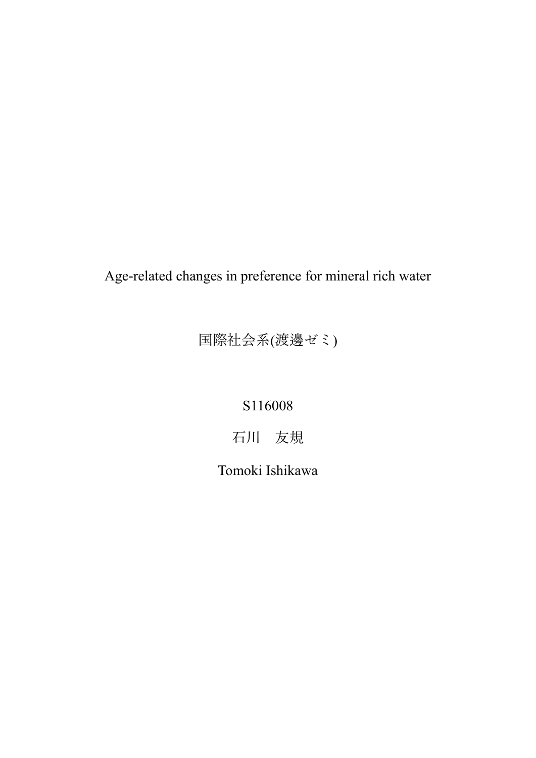# Age-related changes in preference for mineral rich water

国際社会系(渡邊ゼミ)

S116008

石川　友規

Tomoki Ishikawa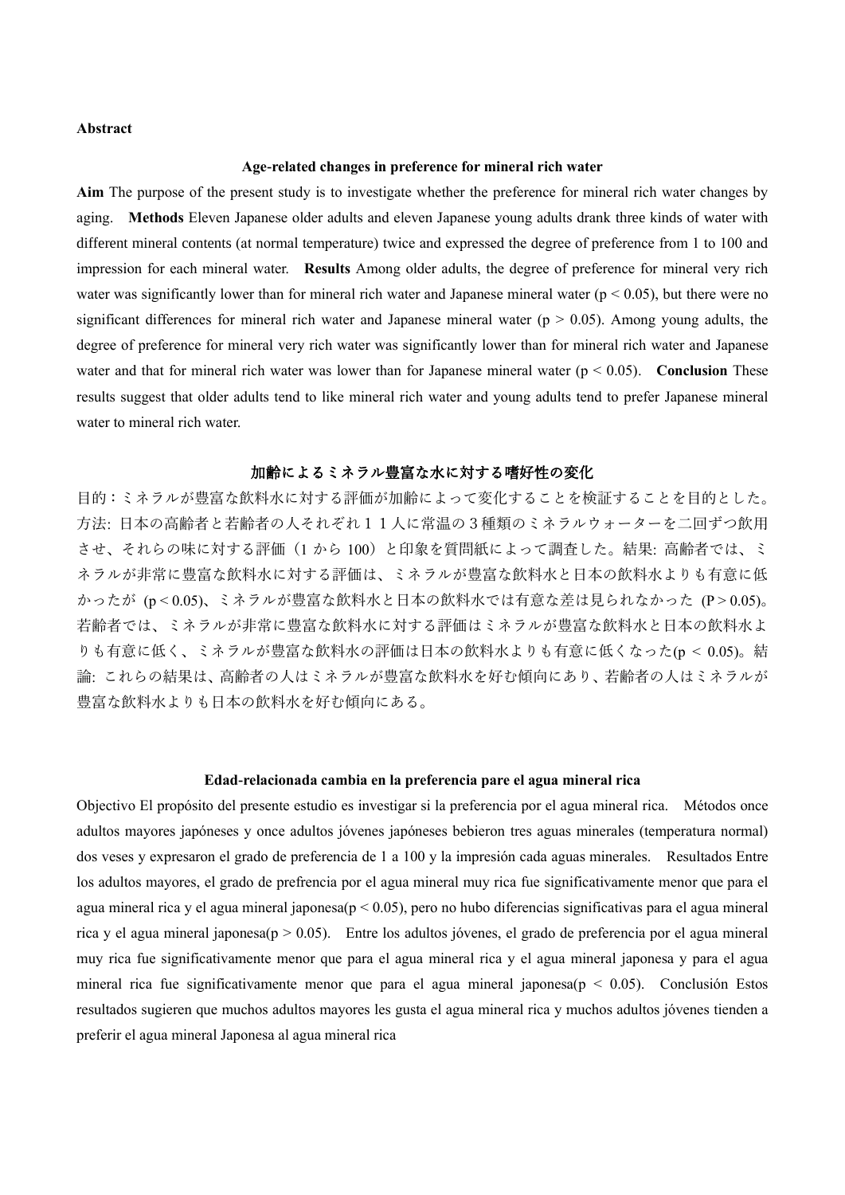**Abstract**

### Age-related changes in preference for mineral rich water

**Aim** The purpose of the present study is to investigate whether the preference for mineral rich water changes by aging. **Methods** Eleven Japanese older adults and eleven Japanese young adults drank three kinds of water with different mineral contents (at normal temperature) twice and expressed the degree of preference from 1 to 100 and impression for each mineral water. **Results** Among older adults, the degree of preference for mineral very rich water was significantly lower than for mineral rich water and Japanese mineral water ($p < 0.05$), but there were no significant differences for mineral rich water and Japanese mineral water ($p > 0.05$). Among young adults, the degree of preference for mineral very rich water was significantly lower than for mineral rich water and Japanese water and that for mineral rich water was lower than for Japanese mineral water ($p < 0.05$). **Conclusion** These results suggest that older adults tend to like mineral rich water and young adults tend to prefer Japanese mineral water to mineral rich water.

### 加齢によるミネラル豊富な水に対する嗜好性の変化

目的：ミネラルが豊富な飲料水に対する評価が加齢によって変化することを検証することを目的とした。方法: 日本の高齢者と若齢者の人それぞれ１１人に常温の３種類のミネラルウォーターを二回ずつ飲用させ、それらの味に対する評価（1 から 100）と印象を質問紙によって調査した。結果: 高齢者では、ミネラルが非常に豊富な飲料水に対する評価は、ミネラルが豊富な飲料水と日本の飲料水よりも有意に低かったが ($p < 0.05$)、ミネラルが豊富な飲料水と日本の飲料水では有意な差は見られなかった ($P > 0.05$)。若齢者では、ミネラルが非常に豊富な飲料水に対する評価はミネラルが豊富な飲料水と日本の飲料水よりも有意に低く、ミネラルが豊富な飲料水の評価は日本の飲料水よりも有意に低くなった($p < 0.05$)。結論: これらの結果は、高齢者の人はミネラルが豊富な飲料水を好む傾向にあり、若齢者の人はミネラルが豊富な飲料水よりも日本の飲料水を好む傾向にある。

### Edad-relacionada cambia en la preferencia pare el agua mineral rica

Objectivo El propósito del presente estudio es investigar si la preferencia por el agua mineral rica. Métodos once adultos mayores japóneses y once adultos jóvenes japóneses bebieron tres aguas minerales (temperatura normal) dos veses y expresaron el grado de preferencia de 1 a 100 y la impresión cada aguas minerales. Resultados Entre los adultos mayores, el grado de prefrencia por el agua mineral muy rica fue significativamente menor que para el agua mineral rica y el agua mineral japonesa($p < 0.05$), pero no hubo diferencias significativas para el agua mineral rica y el agua mineral japonesa($p > 0.05$). Entre los adultos jóvenes, el grado de preferencia por el agua mineral muy rica fue significativamente menor que para el agua mineral rica y el agua mineral japonesa y para el agua mineral rica fue significativamente menor que para el agua mineral japonesa($p < 0.05$). Conclusión Estos resultados sugieren que muchos adultos mayores les gusta el agua mineral rica y muchos adultos jóvenes tienden a preferir el agua mineral Japonesa al agua mineral rica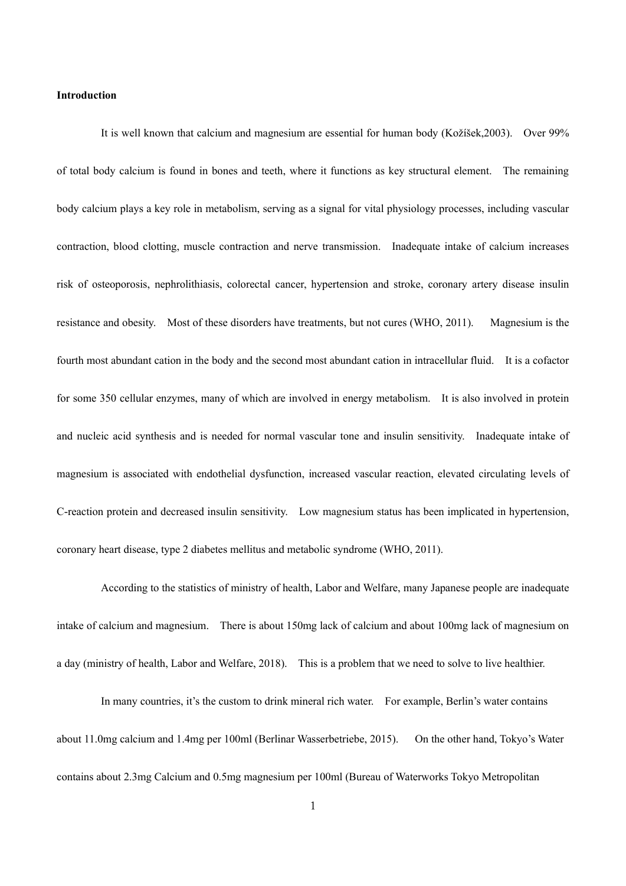**Introduction**

It is well known that calcium and magnesium are essential for human body (Kožíšek,2003). Over 99% of total body calcium is found in bones and teeth, where it functions as key structural element. The remaining body calcium plays a key role in metabolism, serving as a signal for vital physiology processes, including vascular contraction, blood clotting, muscle contraction and nerve transmission. Inadequate intake of calcium increases risk of osteoporosis, nephrolithiasis, colorectal cancer, hypertension and stroke, coronary artery disease insulin resistance and obesity. Most of these disorders have treatments, but not cures (WHO, 2011). Magnesium is the fourth most abundant cation in the body and the second most abundant cation in intracellular fluid. It is a cofactor for some 350 cellular enzymes, many of which are involved in energy metabolism. It is also involved in protein and nucleic acid synthesis and is needed for normal vascular tone and insulin sensitivity. Inadequate intake of magnesium is associated with endothelial dysfunction, increased vascular reaction, elevated circulating levels of C-reaction protein and decreased insulin sensitivity. Low magnesium status has been implicated in hypertension, coronary heart disease, type 2 diabetes mellitus and metabolic syndrome (WHO, 2011).

According to the statistics of ministry of health, Labor and Welfare, many Japanese people are inadequate intake of calcium and magnesium. There is about 150mg lack of calcium and about 100mg lack of magnesium on a day (ministry of health, Labor and Welfare, 2018). This is a problem that we need to solve to live healthier.

In many countries, it's the custom to drink mineral rich water. For example, Berlin's water contains about 11.0mg calcium and 1.4mg per 100ml (Berlinar Wasserbetriebe, 2015). On the other hand, Tokyo's Water contains about 2.3mg Calcium and 0.5mg magnesium per 100ml (Bureau of Waterworks Tokyo Metropolitan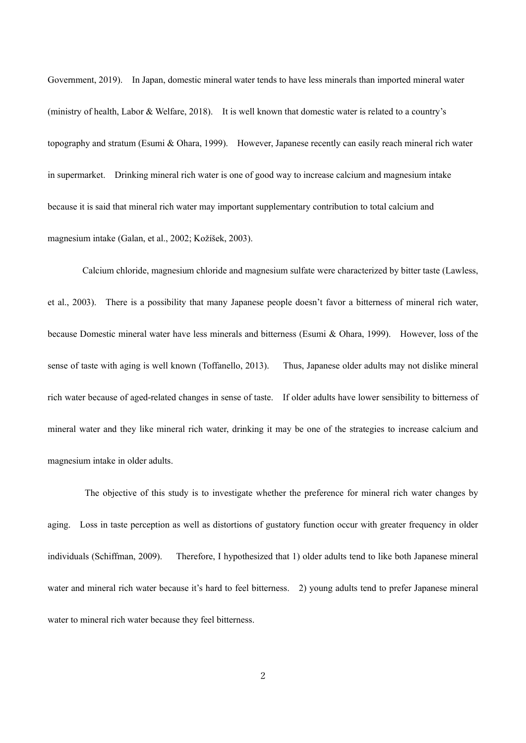Government, 2019). In Japan, domestic mineral water tends to have less minerals than imported mineral water (ministry of health, Labor & Welfare, 2018). It is well known that domestic water is related to a country's topography and stratum (Esumi & Ohara, 1999). However, Japanese recently can easily reach mineral rich water in supermarket. Drinking mineral rich water is one of good way to increase calcium and magnesium intake because it is said that mineral rich water may important supplementary contribution to total calcium and magnesium intake (Galan, et al., 2002; Kožíšek, 2003).

Calcium chloride, magnesium chloride and magnesium sulfate were characterized by bitter taste (Lawless, et al., 2003). There is a possibility that many Japanese people doesn't favor a bitterness of mineral rich water, because Domestic mineral water have less minerals and bitterness (Esumi & Ohara, 1999). However, loss of the sense of taste with aging is well known (Toffanello, 2013). Thus, Japanese older adults may not dislike mineral rich water because of aged-related changes in sense of taste. If older adults have lower sensibility to bitterness of mineral water and they like mineral rich water, drinking it may be one of the strategies to increase calcium and magnesium intake in older adults.

The objective of this study is to investigate whether the preference for mineral rich water changes by aging. Loss in taste perception as well as distortions of gustatory function occur with greater frequency in older individuals (Schiffman, 2009). Therefore, I hypothesized that 1) older adults tend to like both Japanese mineral water and mineral rich water because it's hard to feel bitterness. 2) young adults tend to prefer Japanese mineral water to mineral rich water because they feel bitterness.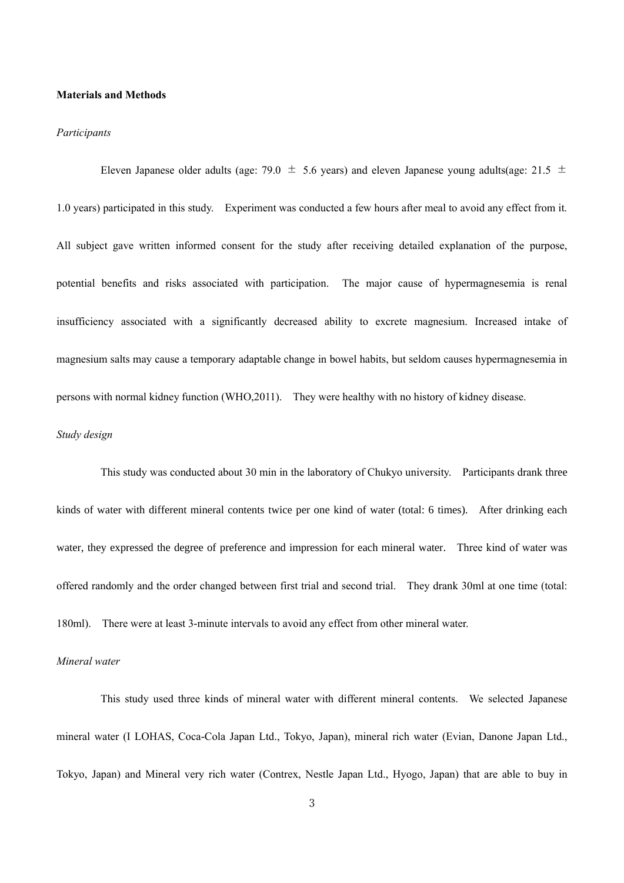**Materials and Methods**

*Participants*

Eleven Japanese older adults (age: 79.0 ± 5.6 years) and eleven Japanese young adults(age: 21.5 ± 1.0 years) participated in this study. Experiment was conducted a few hours after meal to avoid any effect from it. All subject gave written informed consent for the study after receiving detailed explanation of the purpose, potential benefits and risks associated with participation. The major cause of hypermagnesemia is renal insufficiency associated with a significantly decreased ability to excrete magnesium. Increased intake of magnesium salts may cause a temporary adaptable change in bowel habits, but seldom causes hypermagnesemia in persons with normal kidney function (WHO,2011). They were healthy with no history of kidney disease.

*Study design*

This study was conducted about 30 min in the laboratory of Chukyo university. Participants drank three kinds of water with different mineral contents twice per one kind of water (total: 6 times). After drinking each water, they expressed the degree of preference and impression for each mineral water. Three kind of water was offered randomly and the order changed between first trial and second trial. They drank 30ml at one time (total: 180ml). There were at least 3-minute intervals to avoid any effect from other mineral water.

*Mineral water*

This study used three kinds of mineral water with different mineral contents. We selected Japanese mineral water (I LOHAS, Coca-Cola Japan Ltd., Tokyo, Japan), mineral rich water (Evian, Danone Japan Ltd., Tokyo, Japan) and Mineral very rich water (Contrex, Nestle Japan Ltd., Hyogo, Japan) that are able to buy in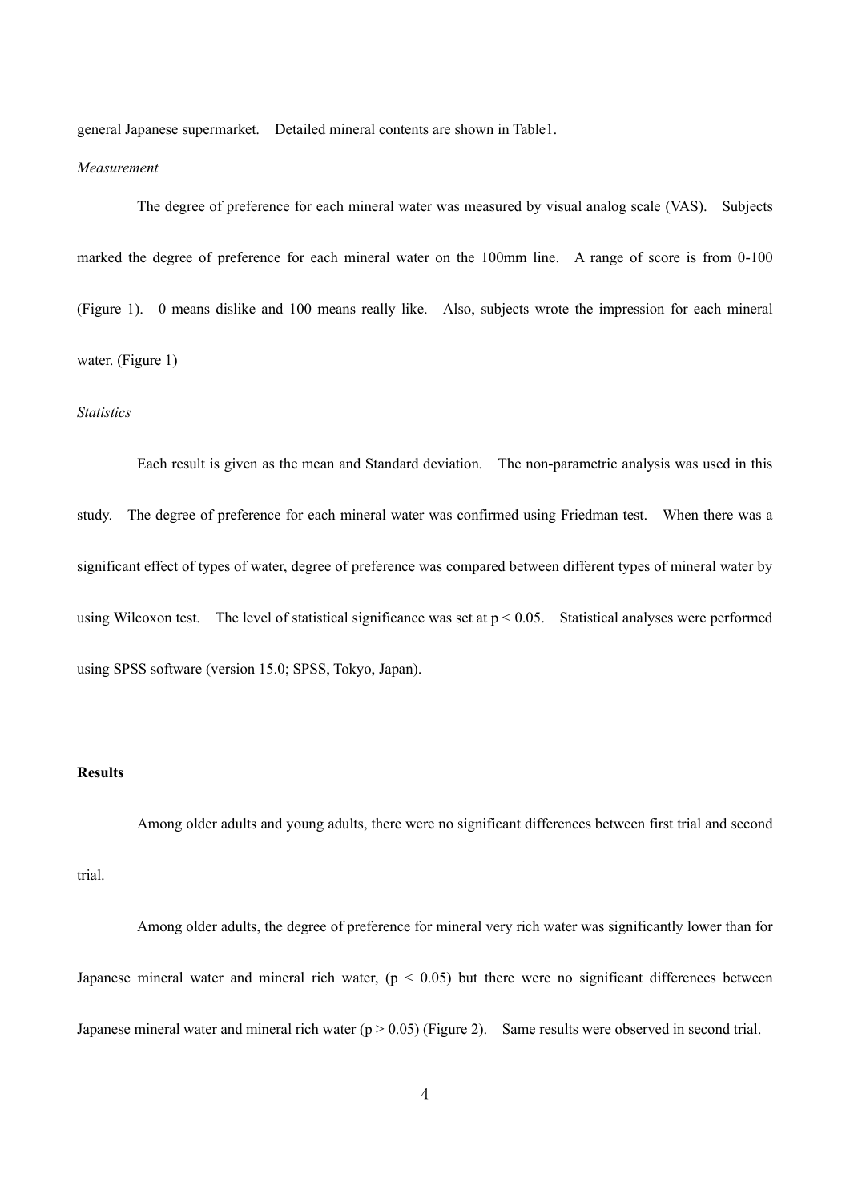general Japanese supermarket. Detailed mineral contents are shown in Table1.

*Measurement*

The degree of preference for each mineral water was measured by visual analog scale (VAS). Subjects marked the degree of preference for each mineral water on the 100mm line. A range of score is from 0-100 (Figure 1). 0 means dislike and 100 means really like. Also, subjects wrote the impression for each mineral water. (Figure 1)

*Statistics*

Each result is given as the mean and Standard deviation. The non-parametric analysis was used in this study. The degree of preference for each mineral water was confirmed using Friedman test. When there was a significant effect of types of water, degree of preference was compared between different types of mineral water by using Wilcoxon test. The level of statistical significance was set at $p < 0.05$. Statistical analyses were performed using SPSS software (version 15.0; SPSS, Tokyo, Japan).

**Results**

Among older adults and young adults, there were no significant differences between first trial and second trial.

Among older adults, the degree of preference for mineral very rich water was significantly lower than for Japanese mineral water and mineral rich water, ($p < 0.05$) but there were no significant differences between Japanese mineral water and mineral rich water ($p > 0.05$) (Figure 2). Same results were observed in second trial.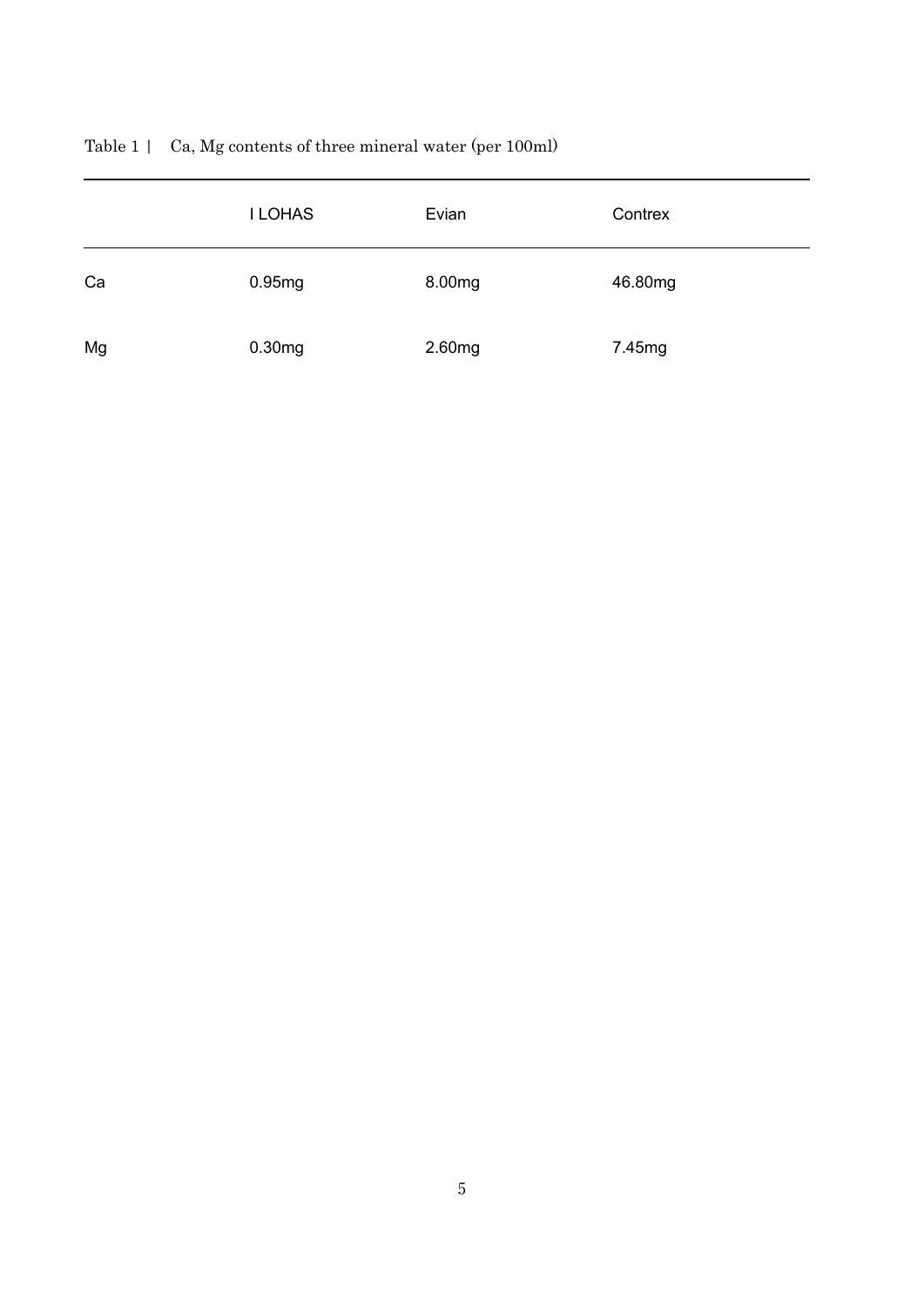Table 1 | Ca, Mg contents of three mineral water (per 100ml)

| | I LOHAS | Evian | Contrex |
|---|---|---|---|
| Ca | 0.95mg | 8.00mg | 46.80mg |
| Mg | 0.30mg | 2.60mg | 7.45mg |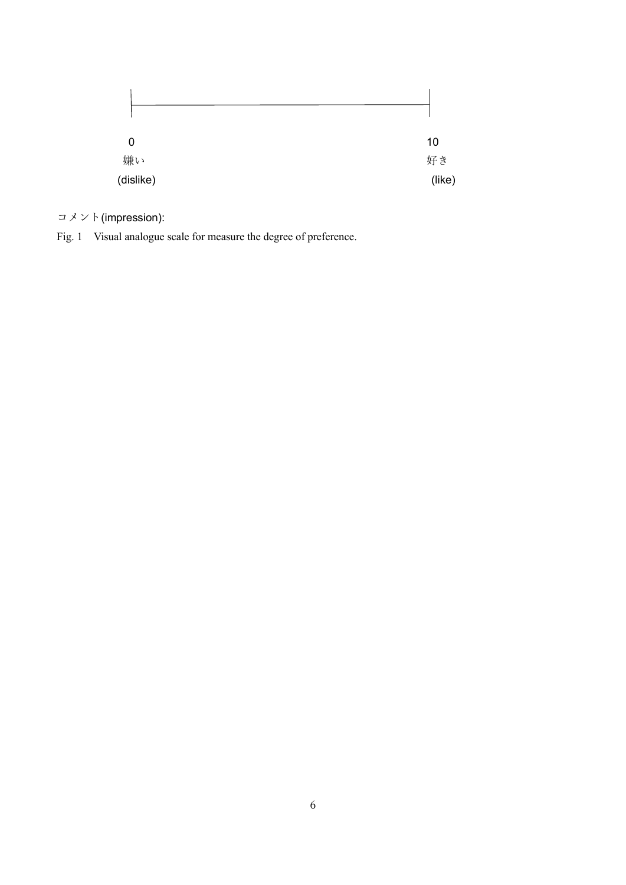0 — 嫌い (dislike)

10 — 好き (like)

コメント(impression):

Fig. 1　Visual analogue scale for measure the degree of preference.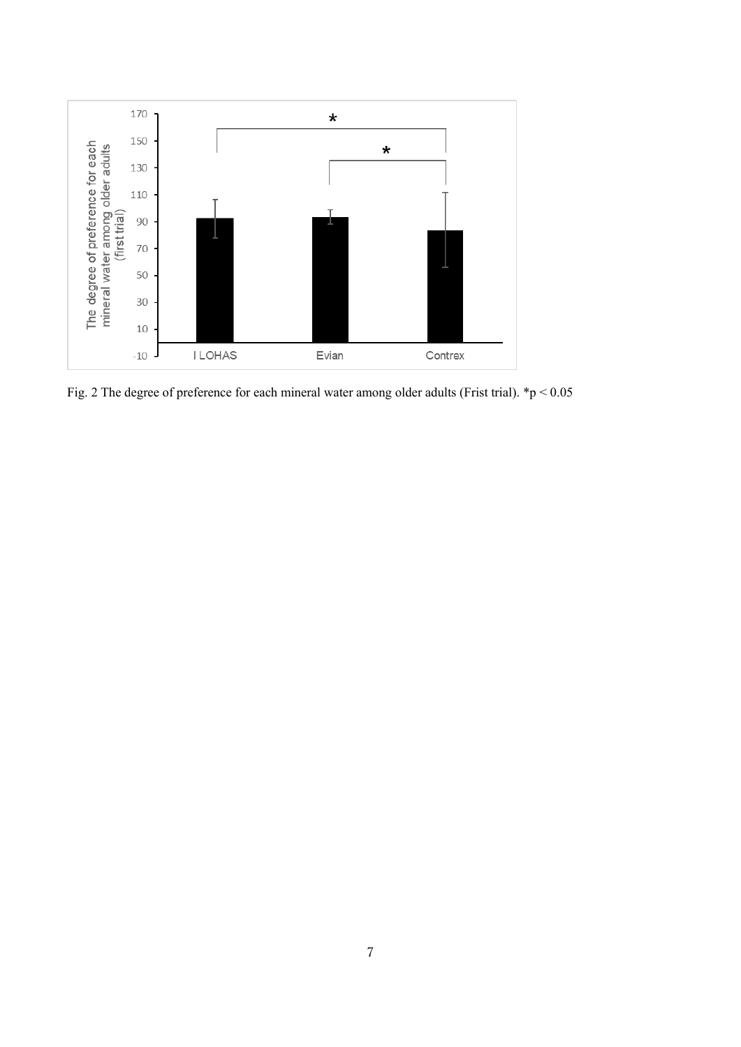Fig. 2 The degree of preference for each mineral water among older adults (Frist trial). *$p < 0.05$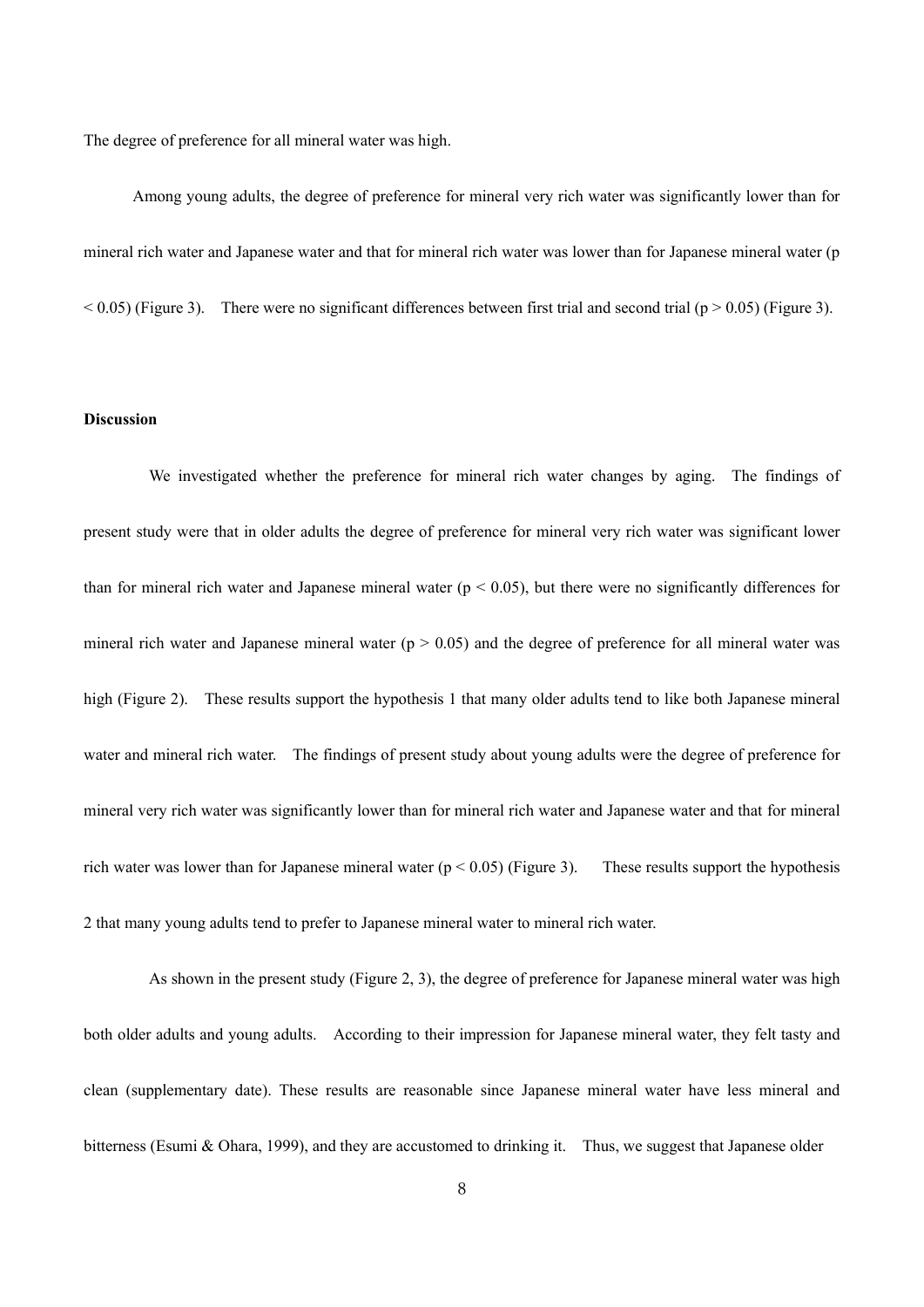The degree of preference for all mineral water was high.

Among young adults, the degree of preference for mineral very rich water was significantly lower than for mineral rich water and Japanese water and that for mineral rich water was lower than for Japanese mineral water ($p < 0.05$) (Figure 3). There were no significant differences between first trial and second trial ($p > 0.05$) (Figure 3).

**Discussion**

We investigated whether the preference for mineral rich water changes by aging. The findings of present study were that in older adults the degree of preference for mineral very rich water was significant lower than for mineral rich water and Japanese mineral water ($p < 0.05$), but there were no significantly differences for mineral rich water and Japanese mineral water ($p > 0.05$) and the degree of preference for all mineral water was high (Figure 2). These results support the hypothesis 1 that many older adults tend to like both Japanese mineral water and mineral rich water. The findings of present study about young adults were the degree of preference for mineral very rich water was significantly lower than for mineral rich water and Japanese water and that for mineral rich water was lower than for Japanese mineral water ($p < 0.05$) (Figure 3). These results support the hypothesis 2 that many young adults tend to prefer to Japanese mineral water to mineral rich water.

As shown in the present study (Figure 2, 3), the degree of preference for Japanese mineral water was high both older adults and young adults. According to their impression for Japanese mineral water, they felt tasty and clean (supplementary date). These results are reasonable since Japanese mineral water have less mineral and bitterness (Esumi & Ohara, 1999), and they are accustomed to drinking it. Thus, we suggest that Japanese older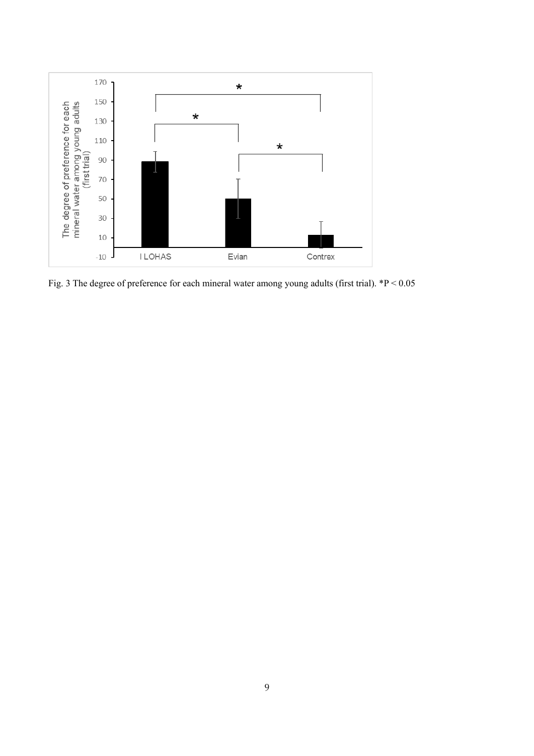Fig. 3 The degree of preference for each mineral water among young adults (first trial). *$P < 0.05$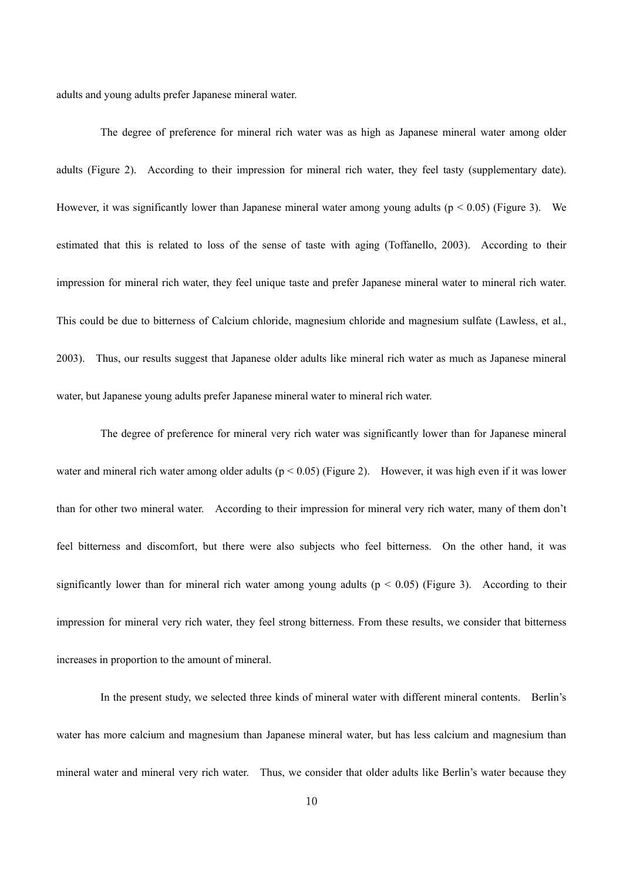adults and young adults prefer Japanese mineral water.

The degree of preference for mineral rich water was as high as Japanese mineral water among older adults (Figure 2). According to their impression for mineral rich water, they feel tasty (supplementary date). However, it was significantly lower than Japanese mineral water among young adults ($p < 0.05$) (Figure 3). We estimated that this is related to loss of the sense of taste with aging (Toffanello, 2003). According to their impression for mineral rich water, they feel unique taste and prefer Japanese mineral water to mineral rich water. This could be due to bitterness of Calcium chloride, magnesium chloride and magnesium sulfate (Lawless, et al., 2003). Thus, our results suggest that Japanese older adults like mineral rich water as much as Japanese mineral water, but Japanese young adults prefer Japanese mineral water to mineral rich water.

The degree of preference for mineral very rich water was significantly lower than for Japanese mineral water and mineral rich water among older adults ($p < 0.05$) (Figure 2). However, it was high even if it was lower than for other two mineral water. According to their impression for mineral very rich water, many of them don't feel bitterness and discomfort, but there were also subjects who feel bitterness. On the other hand, it was significantly lower than for mineral rich water among young adults ($p < 0.05$) (Figure 3). According to their impression for mineral very rich water, they feel strong bitterness. From these results, we consider that bitterness increases in proportion to the amount of mineral.

In the present study, we selected three kinds of mineral water with different mineral contents. Berlin's water has more calcium and magnesium than Japanese mineral water, but has less calcium and magnesium than mineral water and mineral very rich water. Thus, we consider that older adults like Berlin's water because they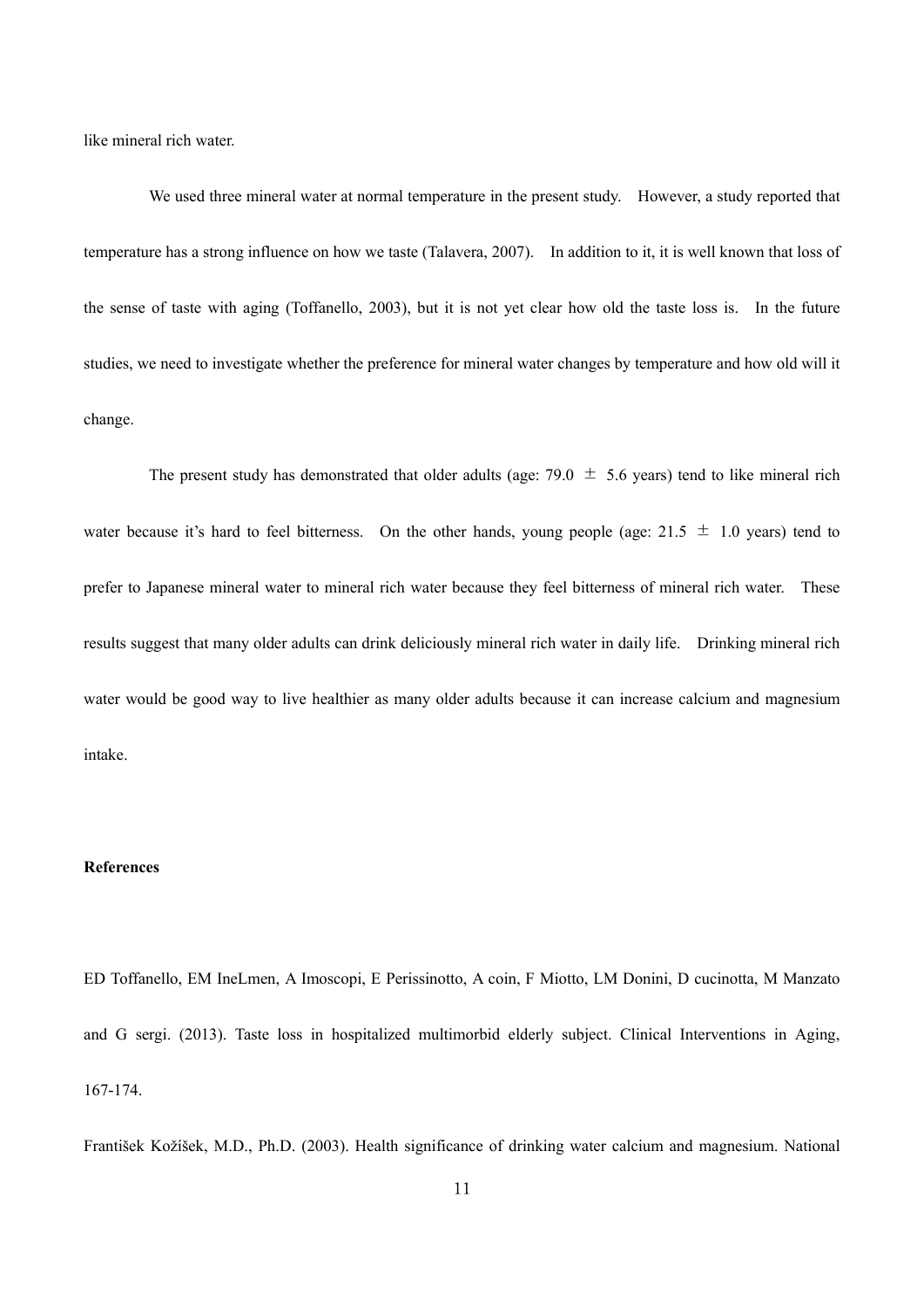like mineral rich water.

We used three mineral water at normal temperature in the present study. However, a study reported that temperature has a strong influence on how we taste (Talavera, 2007). In addition to it, it is well known that loss of the sense of taste with aging (Toffanello, 2003), but it is not yet clear how old the taste loss is. In the future studies, we need to investigate whether the preference for mineral water changes by temperature and how old will it change.

The present study has demonstrated that older adults (age: 79.0 ± 5.6 years) tend to like mineral rich water because it's hard to feel bitterness. On the other hands, young people (age: 21.5 ± 1.0 years) tend to prefer to Japanese mineral water to mineral rich water because they feel bitterness of mineral rich water. These results suggest that many older adults can drink deliciously mineral rich water in daily life. Drinking mineral rich water would be good way to live healthier as many older adults because it can increase calcium and magnesium intake.

**References**

ED Toffanello, EM IneLmen, A Imoscopi, E Perissinotto, A coin, F Miotto, LM Donini, D cucinotta, M Manzato and G sergi. (2013). Taste loss in hospitalized multimorbid elderly subject. Clinical Interventions in Aging, 167-174.

František Kožíšek, M.D., Ph.D. (2003). Health significance of drinking water calcium and magnesium. National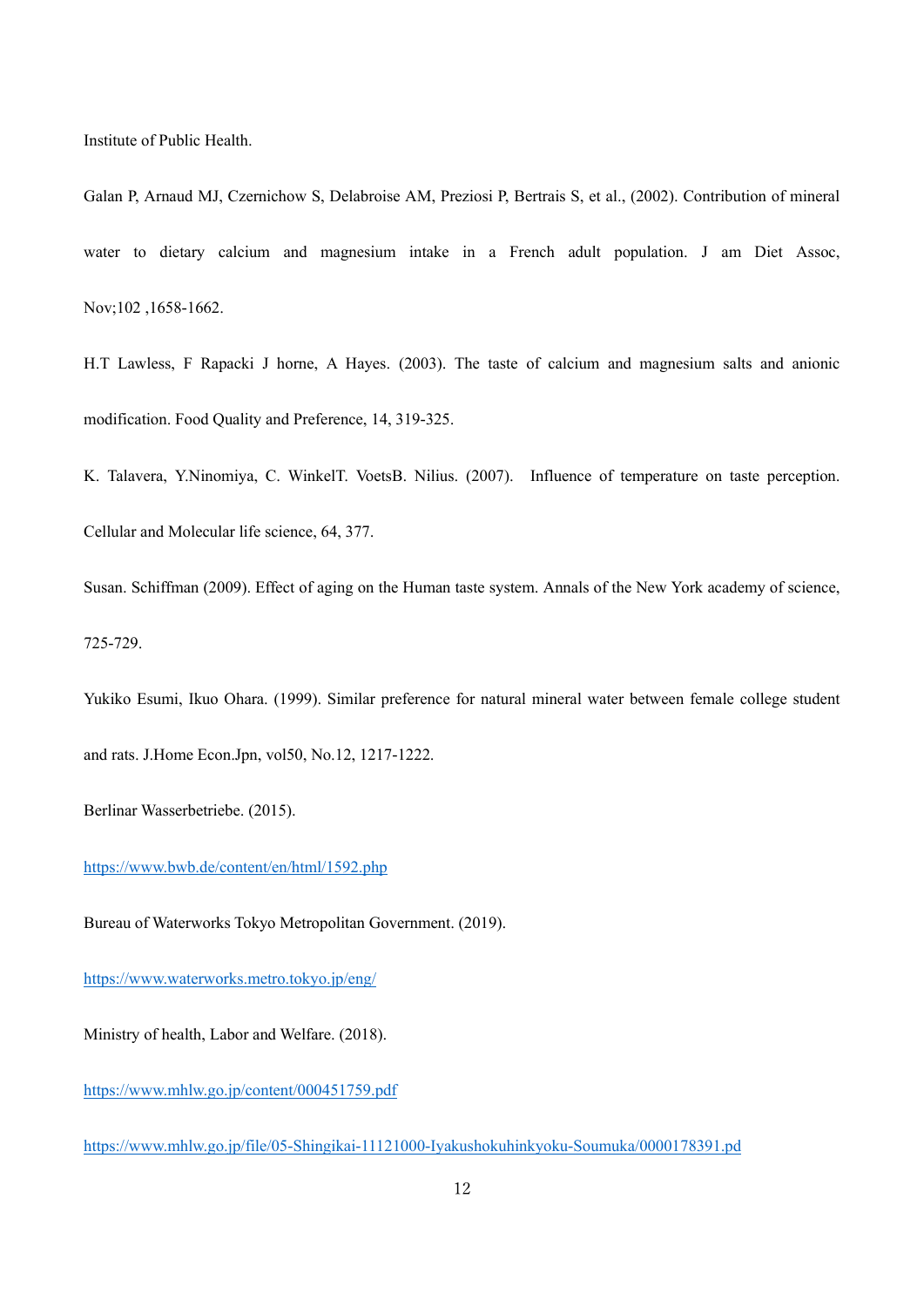Institute of Public Health.

Galan P, Arnaud MJ, Czernichow S, Delabroise AM, Preziosi P, Bertrais S, et al., (2002). Contribution of mineral water to dietary calcium and magnesium intake in a French adult population. J am Diet Assoc, Nov;102 ,1658-1662.

H.T Lawless, F Rapacki J horne, A Hayes. (2003). The taste of calcium and magnesium salts and anionic modification. Food Quality and Preference, 14, 319-325.

K. Talavera, Y.Ninomiya, C. WinkelT. VoetsB. Nilius. (2007). Influence of temperature on taste perception. Cellular and Molecular life science, 64, 377.

Susan. Schiffman (2009). Effect of aging on the Human taste system. Annals of the New York academy of science, 725-729.

Yukiko Esumi, Ikuo Ohara. (1999). Similar preference for natural mineral water between female college student and rats. J.Home Econ.Jpn, vol50, No.12, 1217-1222.

Berlinar Wasserbetriebe. (2015).

https://www.bwb.de/content/en/html/1592.php

Bureau of Waterworks Tokyo Metropolitan Government. (2019).

https://www.waterworks.metro.tokyo.jp/eng/

Ministry of health, Labor and Welfare. (2018).

https://www.mhlw.go.jp/content/000451759.pdf

https://www.mhlw.go.jp/file/05-Shingikai-11121000-Iyakushokuhinkyoku-Soumuka/0000178391.pd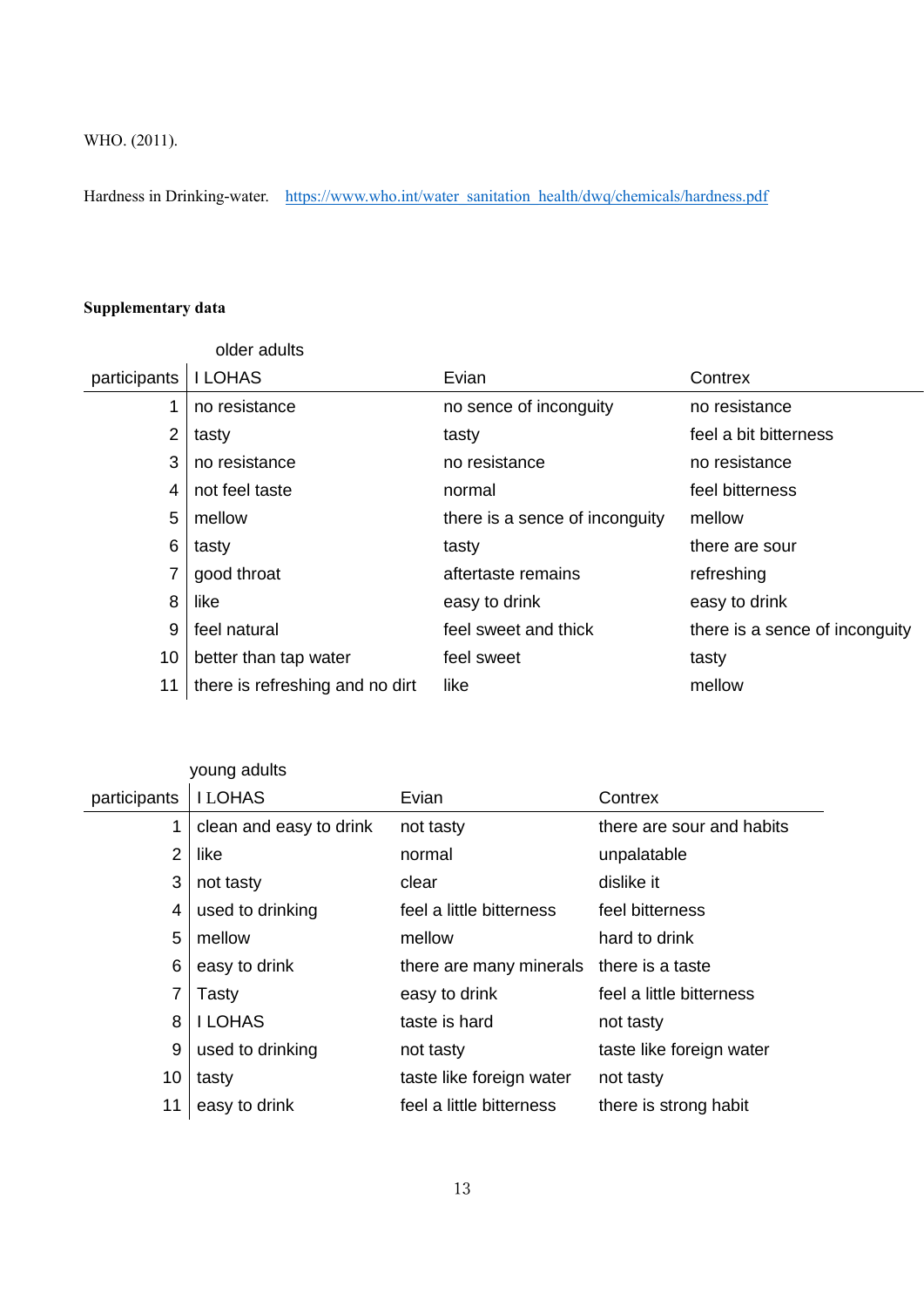WHO. (2011).

Hardness in Drinking-water. https://www.who.int/water_sanitation_health/dwq/chemicals/hardness.pdf

**Supplementary data**

older adults

| participants | I LOHAS | Evian | Contrex |
|---|---|---|---|
| 1 | no resistance | no sence of inconguity | no resistance |
| 2 | tasty | tasty | feel a bit bitterness |
| 3 | no resistance | no resistance | no resistance |
| 4 | not feel taste | normal | feel bitterness |
| 5 | mellow | there is a sence of inconguity | mellow |
| 6 | tasty | tasty | there are sour |
| 7 | good throat | aftertaste remains | refreshing |
| 8 | like | easy to drink | easy to drink |
| 9 | feel natural | feel sweet and thick | there is a sence of inconguity |
| 10 | better than tap water | feel sweet | tasty |
| 11 | there is refreshing and no dirt | like | mellow |

young adults

| participants | I LOHAS | Evian | Contrex |
|---|---|---|---|
| 1 | clean and easy to drink | not tasty | there are sour and habits |
| 2 | like | normal | unpalatable |
| 3 | not tasty | clear | dislike it |
| 4 | used to drinking | feel a little bitterness | feel bitterness |
| 5 | mellow | mellow | hard to drink |
| 6 | easy to drink | there are many minerals | there is a taste |
| 7 | Tasty | easy to drink | feel a little bitterness |
| 8 | I LOHAS | taste is hard | not tasty |
| 9 | used to drinking | not tasty | taste like foreign water |
| 10 | tasty | taste like foreign water | not tasty |
| 11 | easy to drink | feel a little bitterness | there is strong habit |